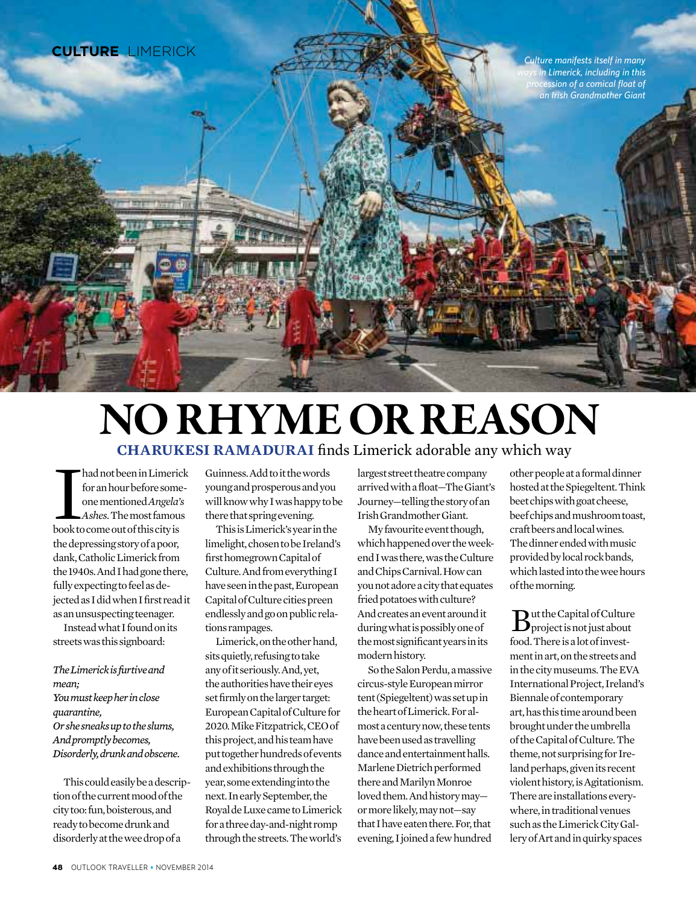CULTURE LIMERICK

*Culture manifests itself in many ways in Limerick, including in this procession of a comical float of an Irish Grandmother Giant*

# NO RHYME OR REASON

**CHARUKESI RAMADURAI** finds Limerick adorable any which way

I had not been in Limerick for an hour before someone mentioned *Angela's Ashes*. The most famous book to come out of this city is the depressing story of a poor, dank, Catholic Limerick from the 1940s. And I had gone there, fully expecting to feel as dejected as I did when I first read it as an unsuspecting teenager.

Instead what I found on its streets was this signboard:

*The Limerick is furtive and mean;*
*You must keep her in close quarantine,*
*Or she sneaks up to the slums,*
*And promptly becomes,*
*Disorderly, drunk and obscene.*

This could easily be a description of the current mood of the city too: fun, boisterous, and ready to become drunk and disorderly at the wee drop of a Guinness. Add to it the words young and prosperous and you will know why I was happy to be there that spring evening.

This is Limerick's year in the limelight, chosen to be Ireland's first homegrown Capital of Culture. And from everything I have seen in the past, European Capital of Culture cities preen endlessly and go on public relations rampages.

Limerick, on the other hand, sits quietly, refusing to take any of it seriously. And, yet, the authorities have their eyes set firmly on the larger target: European Capital of Culture for 2020. Mike Fitzpatrick, CEO of this project, and his team have put together hundreds of events and exhibitions through the year, some extending into the next. In early September, the Royal de Luxe came to Limerick for a three day-and-night romp through the streets. The world's largest street theatre company arrived with a float—The Giant's Journey—telling the story of an Irish Grandmother Giant.

My favourite event though, which happened over the weekend I was there, was the Culture and Chips Carnival. How can you not adore a city that equates fried potatoes with culture? And creates an event around it during what is possibly one of the most significant years in its modern history.

So the Salon Perdu, a massive circus-style European mirror tent (Spiegeltent) was set up in the heart of Limerick. For almost a century now, these tents have been used as travelling dance and entertainment halls. Marlene Dietrich performed there and Marilyn Monroe loved them. And history may—or more likely, may not—say that I have eaten there. For, that evening, I joined a few hundred other people at a formal dinner hosted at the Spiegeltent. Think beet chips with goat cheese, beef chips and mushroom toast, craft beers and local wines. The dinner ended with music provided by local rock bands, which lasted into the wee hours of the morning.

But the Capital of Culture project is not just about food. There is a lot of investment in art, on the streets and in the city museums. The EVA International Project, Ireland's Biennale of contemporary art, has this time around been brought under the umbrella of the Capital of Culture. The theme, not surprising for Ireland perhaps, given its recent violent history, is Agitationism. There are installations everywhere, in traditional venues such as the Limerick City Gallery of Art and in quirky spaces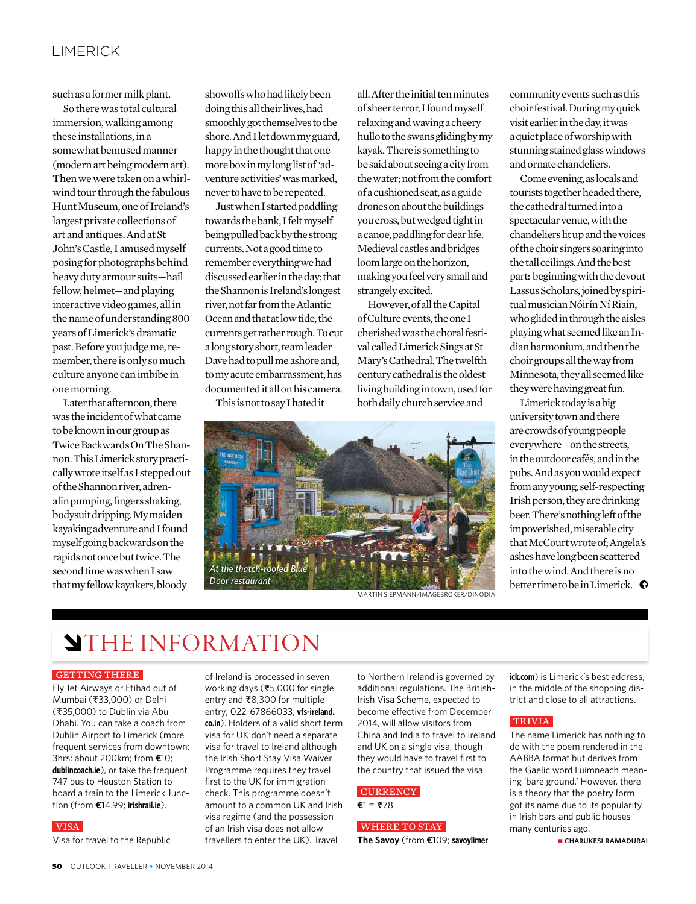such as a former milk plant.

So there was total cultural immersion, walking among these installations, in a somewhat bemused manner (modern art being modern art). Then we were taken on a whirlwind tour through the fabulous Hunt Museum, one of Ireland's largest private collections of art and antiques. And at St John's Castle, I amused myself posing for photographs behind heavy duty armour suits—hail fellow, helmet—and playing interactive video games, all in the name of understanding 800 years of Limerick's dramatic past. Before you judge me, remember, there is only so much culture anyone can imbibe in one morning.

Later that afternoon, there was the incident of what came to be known in our group as Twice Backwards On The Shannon. This Limerick story practically wrote itself as I stepped out of the Shannon river, adrenalin pumping, fingers shaking, bodysuit dripping. My maiden kayaking adventure and I found myself going backwards on the rapids not once but twice. The second time was when I saw that my fellow kayakers, bloody showoffs who had likely been doing this all their lives, had smoothly got themselves to the shore. And I let down my guard, happy in the thought that one more box in my long list of 'adventure activities' was marked, never to have to be repeated.

Just when I started paddling towards the bank, I felt myself being pulled back by the strong currents. Not a good time to remember everything we had discussed earlier in the day: that the Shannon is Ireland's longest river, not far from the Atlantic Ocean and that at low tide, the currents get rather rough. To cut a long story short, team leader Dave had to pull me ashore and, to my acute embarrassment, has documented it all on his camera.

This is not to say I hated it all. After the initial ten minutes of sheer terror, I found myself relaxing and waving a cheery hullo to the swans gliding by my kayak. There is something to be said about seeing a city from the water; not from the comfort of a cushioned seat, as a guide drones on about the buildings you cross, but wedged tight in a canoe, paddling for dear life. Medieval castles and bridges loom large on the horizon, making you feel very small and strangely excited.

However, of all the Capital of Culture events, the one I cherished was the choral festival called Limerick Sings at St Mary's Cathedral. The twelfth century cathedral is the oldest living building in town, used for both daily church service and community events such as this choir festival. During my quick visit earlier in the day, it was a quiet place of worship with stunning stained glass windows and ornate chandeliers.

Come evening, as locals and tourists together headed there, the cathedral turned into a spectacular venue, with the chandeliers lit up and the voices of the choir singers soaring into the tall ceilings. And the best part: beginning with the devout Lassus Scholars, joined by spiritual musician Nóirín Ní Riain, who glided in through the aisles playing what seemed like an Indian harmonium, and then the choir groups all the way from Minnesota, they all seemed like they were having great fun.

Limerick today is a big university town and there are crowds of young people everywhere—on the streets, in the outdoor cafés, and in the pubs. And as you would expect from any young, self-respecting Irish person, they are drinking beer. There's nothing left of the impoverished, miserable city that McCourt wrote of; Angela's ashes have long been scattered into the wind. And there is no better time to be in Limerick.

*At the thatch-roofed Blue Door restaurant*

MARTIN SIEPMANN/IMAGEBROKER/DINODIA

## THE INFORMATION

### GETTING THERE

Fly Jet Airways or Etihad out of Mumbai (₹33,000) or Delhi (₹35,000) to Dublin via Abu Dhabi. You can take a coach from Dublin Airport to Limerick (more frequent services from downtown; 3hrs; about 200km; from €10; **dublincoach.ie**), or take the frequent 747 bus to Heuston Station to board a train to the Limerick Junction (from €14.99; **irishrail.ie**).

### VISA

Visa for travel to the Republic of Ireland is processed in seven working days (₹5,000 for single entry and ₹8,300 for multiple entry; 022-67866033, **vfs-ireland.co.in**). Holders of a valid short term visa for UK don't need a separate visa for travel to Ireland although the Irish Short Stay Visa Waiver Programme requires they travel first to the UK for immigration check. This programme doesn't amount to a common UK and Irish visa regime (and the possession of an Irish visa does not allow travellers to enter the UK). Travel to Northern Ireland is governed by additional regulations. The British-Irish Visa Scheme, expected to become effective from December 2014, will allow visitors from China and India to travel to Ireland and UK on a single visa, though they would have to travel first to the country that issued the visa.

### CURRENCY

€1 = ₹78

### WHERE TO STAY

**The Savoy** (from €109; **savoylimerick.com**) is Limerick's best address, in the middle of the shopping district and close to all attractions.

### TRIVIA

The name Limerick has nothing to do with the poem rendered in the AABBA format but derives from the Gaelic word Luimneach meaning 'bare ground.' However, there is a theory that the poetry form got its name due to its popularity in Irish bars and public houses many centuries ago.

■ CHARUKESI RAMADURAI